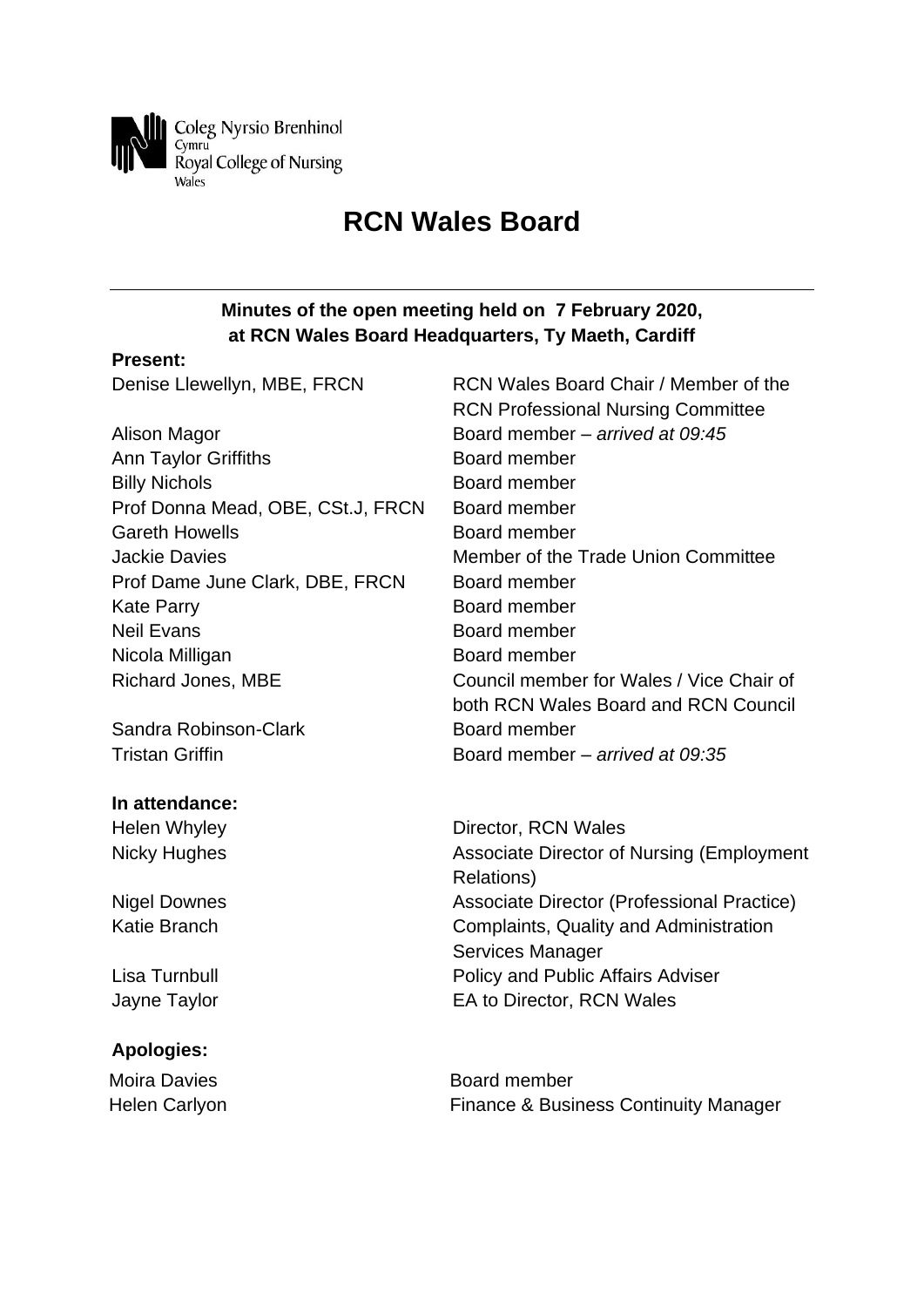Coleg Nyrsio Brenhinol
Cymru
Royal College of Nursing
Wales

# RCN Wales Board

**Minutes of the open meeting held on 7 February 2020, at RCN Wales Board Headquarters, Ty Maeth, Cardiff**

**Present:**

| | |
|---|---|
| Denise Llewellyn, MBE, FRCN | RCN Wales Board Chair / Member of the RCN Professional Nursing Committee |
| Alison Magor | Board member – *arrived at 09:45* |
| Ann Taylor Griffiths | Board member |
| Billy Nichols | Board member |
| Prof Donna Mead, OBE, CSt.J, FRCN | Board member |
| Gareth Howells | Board member |
| Jackie Davies | Member of the Trade Union Committee |
| Prof Dame June Clark, DBE, FRCN | Board member |
| Kate Parry | Board member |
| Neil Evans | Board member |
| Nicola Milligan | Board member |
| Richard Jones, MBE | Council member for Wales / Vice Chair of both RCN Wales Board and RCN Council |
| Sandra Robinson-Clark | Board member |
| Tristan Griffin | Board member – *arrived at 09:35* |

**In attendance:**

| | |
|---|---|
| Helen Whyley | Director, RCN Wales |
| Nicky Hughes | Associate Director of Nursing (Employment Relations) |
| Nigel Downes | Associate Director (Professional Practice) |
| Katie Branch | Complaints, Quality and Administration Services Manager |
| Lisa Turnbull | Policy and Public Affairs Adviser |
| Jayne Taylor | EA to Director, RCN Wales |

**Apologies:**

| | |
|---|---|
| Moira Davies | Board member |
| Helen Carlyon | Finance & Business Continuity Manager |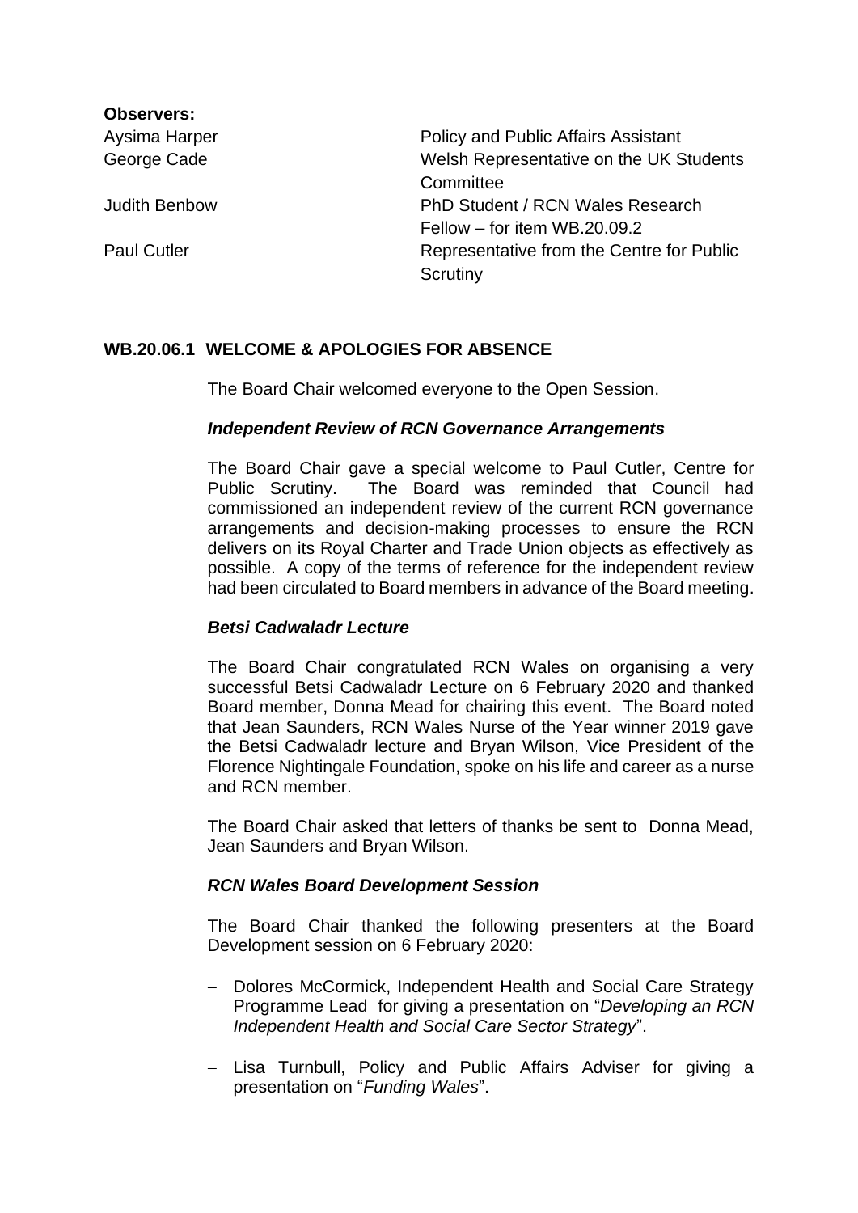**Observers:**

| | |
|---|---|
| Aysima Harper | Policy and Public Affairs Assistant |
| George Cade | Welsh Representative on the UK Students Committee |
| Judith Benbow | PhD Student / RCN Wales Research Fellow – for item WB.20.09.2 |
| Paul Cutler | Representative from the Centre for Public Scrutiny |

**WB.20.06.1 WELCOME & APOLOGIES FOR ABSENCE**

The Board Chair welcomed everyone to the Open Session.

***Independent Review of RCN Governance Arrangements***

The Board Chair gave a special welcome to Paul Cutler, Centre for Public Scrutiny. The Board was reminded that Council had commissioned an independent review of the current RCN governance arrangements and decision-making processes to ensure the RCN delivers on its Royal Charter and Trade Union objects as effectively as possible. A copy of the terms of reference for the independent review had been circulated to Board members in advance of the Board meeting.

***Betsi Cadwaladr Lecture***

The Board Chair congratulated RCN Wales on organising a very successful Betsi Cadwaladr Lecture on 6 February 2020 and thanked Board member, Donna Mead for chairing this event. The Board noted that Jean Saunders, RCN Wales Nurse of the Year winner 2019 gave the Betsi Cadwaladr lecture and Bryan Wilson, Vice President of the Florence Nightingale Foundation, spoke on his life and career as a nurse and RCN member.

The Board Chair asked that letters of thanks be sent to Donna Mead, Jean Saunders and Bryan Wilson.

***RCN Wales Board Development Session***

The Board Chair thanked the following presenters at the Board Development session on 6 February 2020:

- Dolores McCormick, Independent Health and Social Care Strategy Programme Lead for giving a presentation on "*Developing an RCN Independent Health and Social Care Sector Strategy*".
- Lisa Turnbull, Policy and Public Affairs Adviser for giving a presentation on "*Funding Wales*".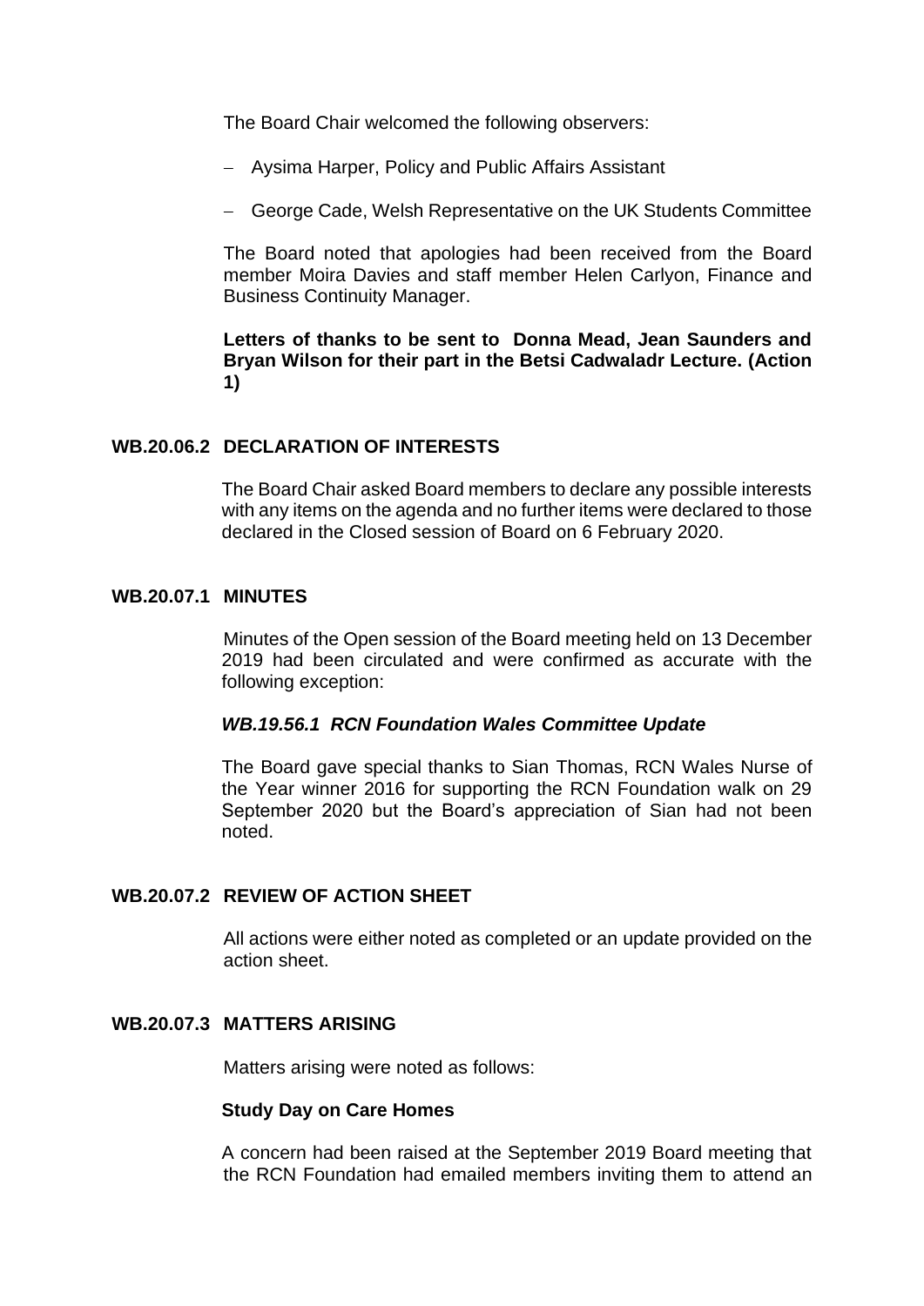The Board Chair welcomed the following observers:

- Aysima Harper, Policy and Public Affairs Assistant
- George Cade, Welsh Representative on the UK Students Committee

The Board noted that apologies had been received from the Board member Moira Davies and staff member Helen Carlyon, Finance and Business Continuity Manager.

**Letters of thanks to be sent to Donna Mead, Jean Saunders and Bryan Wilson for their part in the Betsi Cadwaladr Lecture. (Action 1)**

## WB.20.06.2 DECLARATION OF INTERESTS

The Board Chair asked Board members to declare any possible interests with any items on the agenda and no further items were declared to those declared in the Closed session of Board on 6 February 2020.

## WB.20.07.1 MINUTES

Minutes of the Open session of the Board meeting held on 13 December 2019 had been circulated and were confirmed as accurate with the following exception:

***WB.19.56.1 RCN Foundation Wales Committee Update***

The Board gave special thanks to Sian Thomas, RCN Wales Nurse of the Year winner 2016 for supporting the RCN Foundation walk on 29 September 2020 but the Board's appreciation of Sian had not been noted.

## WB.20.07.2 REVIEW OF ACTION SHEET

All actions were either noted as completed or an update provided on the action sheet.

## WB.20.07.3 MATTERS ARISING

Matters arising were noted as follows:

**Study Day on Care Homes**

A concern had been raised at the September 2019 Board meeting that the RCN Foundation had emailed members inviting them to attend an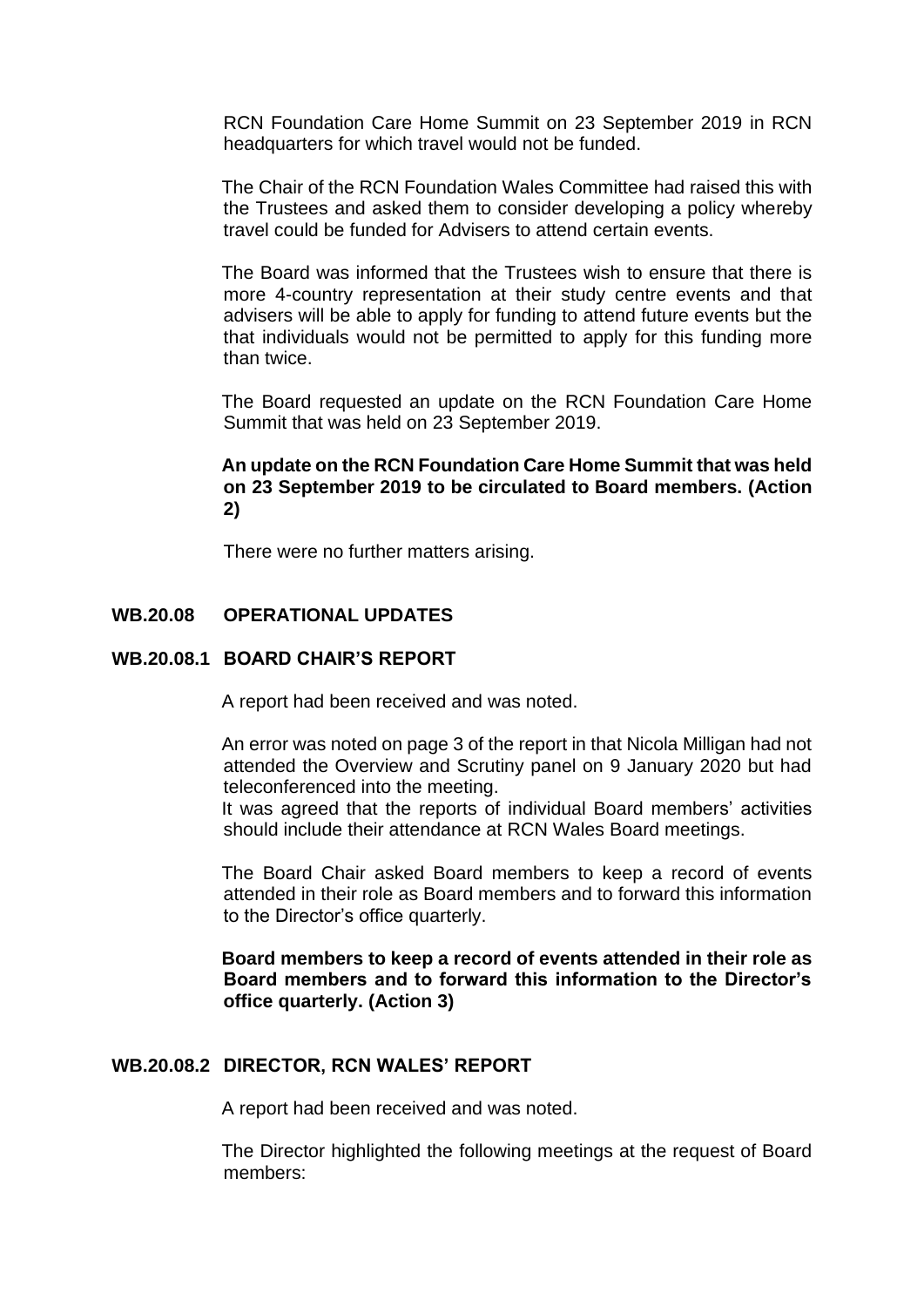RCN Foundation Care Home Summit on 23 September 2019 in RCN headquarters for which travel would not be funded.

The Chair of the RCN Foundation Wales Committee had raised this with the Trustees and asked them to consider developing a policy whereby travel could be funded for Advisers to attend certain events.

The Board was informed that the Trustees wish to ensure that there is more 4-country representation at their study centre events and that advisers will be able to apply for funding to attend future events but the that individuals would not be permitted to apply for this funding more than twice.

The Board requested an update on the RCN Foundation Care Home Summit that was held on 23 September 2019.

**An update on the RCN Foundation Care Home Summit that was held on 23 September 2019 to be circulated to Board members. (Action 2)**

There were no further matters arising.

## WB.20.08 OPERATIONAL UPDATES

### WB.20.08.1 BOARD CHAIR'S REPORT

A report had been received and was noted.

An error was noted on page 3 of the report in that Nicola Milligan had not attended the Overview and Scrutiny panel on 9 January 2020 but had teleconferenced into the meeting.

It was agreed that the reports of individual Board members' activities should include their attendance at RCN Wales Board meetings.

The Board Chair asked Board members to keep a record of events attended in their role as Board members and to forward this information to the Director's office quarterly.

**Board members to keep a record of events attended in their role as Board members and to forward this information to the Director's office quarterly. (Action 3)**

### WB.20.08.2 DIRECTOR, RCN WALES' REPORT

A report had been received and was noted.

The Director highlighted the following meetings at the request of Board members: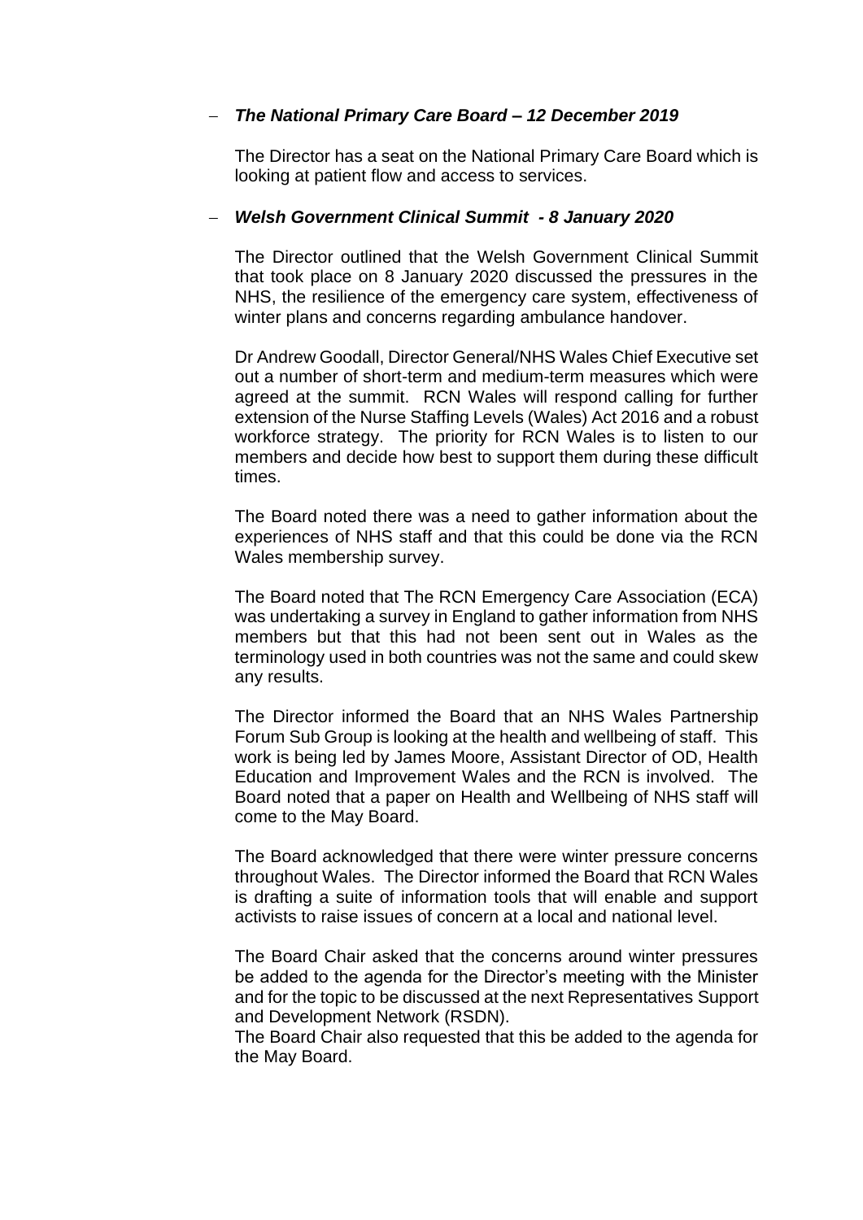- ***The National Primary Care Board – 12 December 2019***

  The Director has a seat on the National Primary Care Board which is looking at patient flow and access to services.

- ***Welsh Government Clinical Summit - 8 January 2020***

  The Director outlined that the Welsh Government Clinical Summit that took place on 8 January 2020 discussed the pressures in the NHS, the resilience of the emergency care system, effectiveness of winter plans and concerns regarding ambulance handover.

  Dr Andrew Goodall, Director General/NHS Wales Chief Executive set out a number of short-term and medium-term measures which were agreed at the summit. RCN Wales will respond calling for further extension of the Nurse Staffing Levels (Wales) Act 2016 and a robust workforce strategy. The priority for RCN Wales is to listen to our members and decide how best to support them during these difficult times.

  The Board noted there was a need to gather information about the experiences of NHS staff and that this could be done via the RCN Wales membership survey.

  The Board noted that The RCN Emergency Care Association (ECA) was undertaking a survey in England to gather information from NHS members but that this had not been sent out in Wales as the terminology used in both countries was not the same and could skew any results.

  The Director informed the Board that an NHS Wales Partnership Forum Sub Group is looking at the health and wellbeing of staff. This work is being led by James Moore, Assistant Director of OD, Health Education and Improvement Wales and the RCN is involved. The Board noted that a paper on Health and Wellbeing of NHS staff will come to the May Board.

  The Board acknowledged that there were winter pressure concerns throughout Wales. The Director informed the Board that RCN Wales is drafting a suite of information tools that will enable and support activists to raise issues of concern at a local and national level.

  The Board Chair asked that the concerns around winter pressures be added to the agenda for the Director's meeting with the Minister and for the topic to be discussed at the next Representatives Support and Development Network (RSDN).
  The Board Chair also requested that this be added to the agenda for the May Board.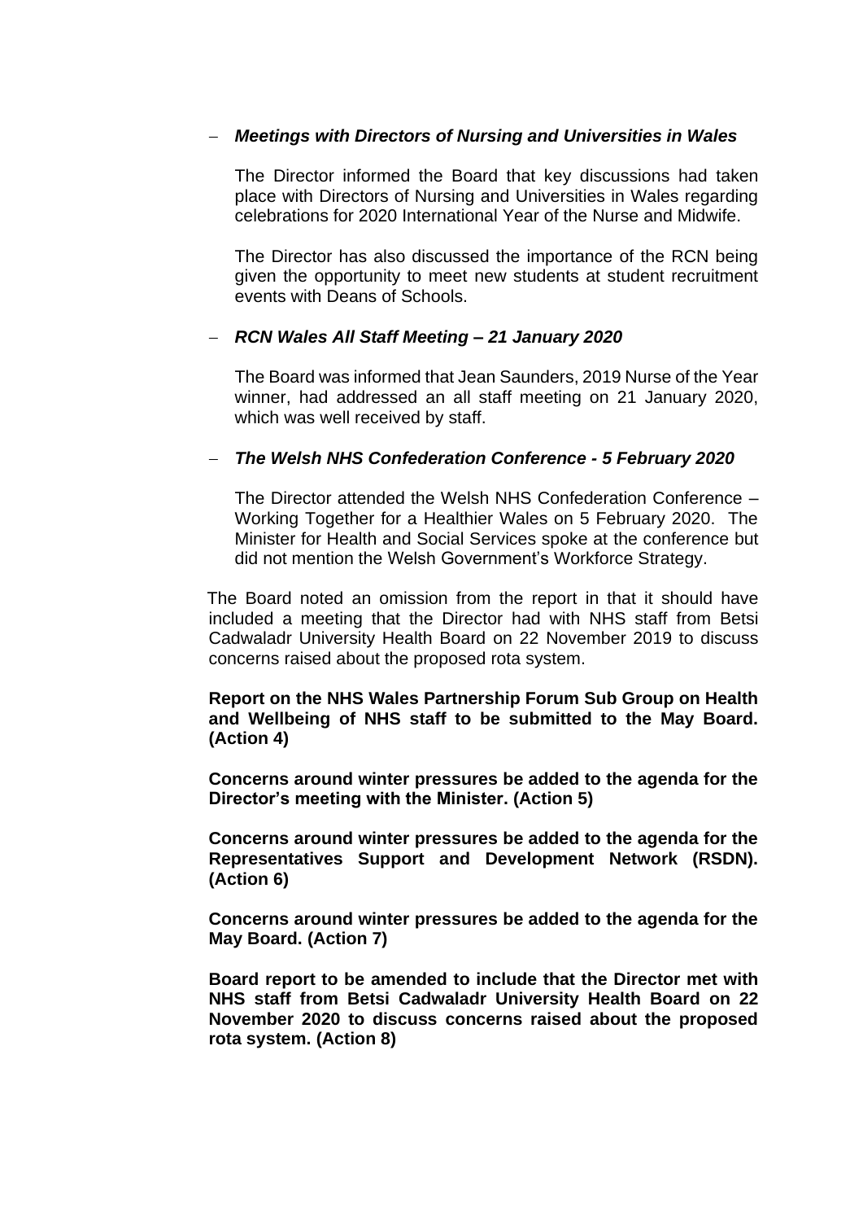- ***Meetings with Directors of Nursing and Universities in Wales***

  The Director informed the Board that key discussions had taken place with Directors of Nursing and Universities in Wales regarding celebrations for 2020 International Year of the Nurse and Midwife.

  The Director has also discussed the importance of the RCN being given the opportunity to meet new students at student recruitment events with Deans of Schools.

- ***RCN Wales All Staff Meeting – 21 January 2020***

  The Board was informed that Jean Saunders, 2019 Nurse of the Year winner, had addressed an all staff meeting on 21 January 2020, which was well received by staff.

- ***The Welsh NHS Confederation Conference - 5 February 2020***

  The Director attended the Welsh NHS Confederation Conference – Working Together for a Healthier Wales on 5 February 2020. The Minister for Health and Social Services spoke at the conference but did not mention the Welsh Government's Workforce Strategy.

The Board noted an omission from the report in that it should have included a meeting that the Director had with NHS staff from Betsi Cadwaladr University Health Board on 22 November 2019 to discuss concerns raised about the proposed rota system.

**Report on the NHS Wales Partnership Forum Sub Group on Health and Wellbeing of NHS staff to be submitted to the May Board. (Action 4)**

**Concerns around winter pressures be added to the agenda for the Director's meeting with the Minister. (Action 5)**

**Concerns around winter pressures be added to the agenda for the Representatives Support and Development Network (RSDN). (Action 6)**

**Concerns around winter pressures be added to the agenda for the May Board. (Action 7)**

**Board report to be amended to include that the Director met with NHS staff from Betsi Cadwaladr University Health Board on 22 November 2020 to discuss concerns raised about the proposed rota system. (Action 8)**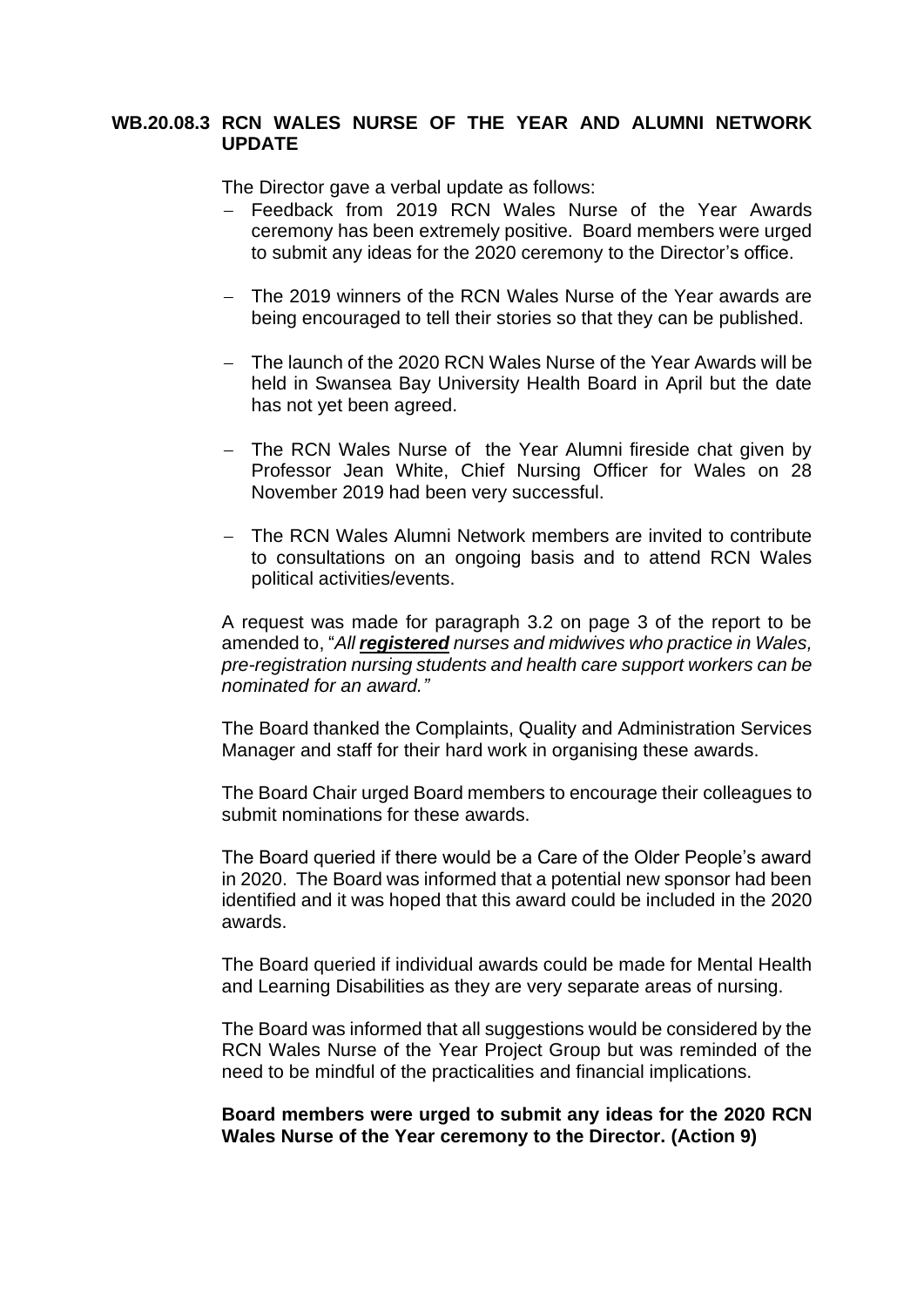## WB.20.08.3 RCN WALES NURSE OF THE YEAR AND ALUMNI NETWORK UPDATE

The Director gave a verbal update as follows:

- Feedback from 2019 RCN Wales Nurse of the Year Awards ceremony has been extremely positive. Board members were urged to submit any ideas for the 2020 ceremony to the Director's office.
- The 2019 winners of the RCN Wales Nurse of the Year awards are being encouraged to tell their stories so that they can be published.
- The launch of the 2020 RCN Wales Nurse of the Year Awards will be held in Swansea Bay University Health Board in April but the date has not yet been agreed.
- The RCN Wales Nurse of the Year Alumni fireside chat given by Professor Jean White, Chief Nursing Officer for Wales on 28 November 2019 had been very successful.
- The RCN Wales Alumni Network members are invited to contribute to consultations on an ongoing basis and to attend RCN Wales political activities/events.

A request was made for paragraph 3.2 on page 3 of the report to be amended to, "*All **registered** nurses and midwives who practice in Wales, pre-registration nursing students and health care support workers can be nominated for an award."*

The Board thanked the Complaints, Quality and Administration Services Manager and staff for their hard work in organising these awards.

The Board Chair urged Board members to encourage their colleagues to submit nominations for these awards.

The Board queried if there would be a Care of the Older People's award in 2020. The Board was informed that a potential new sponsor had been identified and it was hoped that this award could be included in the 2020 awards.

The Board queried if individual awards could be made for Mental Health and Learning Disabilities as they are very separate areas of nursing.

The Board was informed that all suggestions would be considered by the RCN Wales Nurse of the Year Project Group but was reminded of the need to be mindful of the practicalities and financial implications.

**Board members were urged to submit any ideas for the 2020 RCN Wales Nurse of the Year ceremony to the Director. (Action 9)**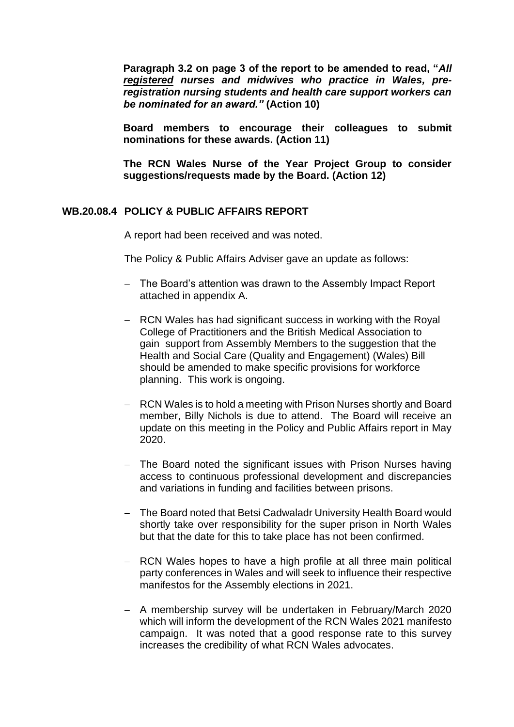**Paragraph 3.2 on page 3 of the report to be amended to read, "*All <u>registered</u> nurses and midwives who practice in Wales, pre-registration nursing students and health care support workers can be nominated for an award."* (Action 10)**

**Board members to encourage their colleagues to submit nominations for these awards. (Action 11)**

**The RCN Wales Nurse of the Year Project Group to consider suggestions/requests made by the Board. (Action 12)**

### WB.20.08.4 POLICY & PUBLIC AFFAIRS REPORT

A report had been received and was noted.

The Policy & Public Affairs Adviser gave an update as follows:

- The Board's attention was drawn to the Assembly Impact Report attached in appendix A.
- RCN Wales has had significant success in working with the Royal College of Practitioners and the British Medical Association to gain support from Assembly Members to the suggestion that the Health and Social Care (Quality and Engagement) (Wales) Bill should be amended to make specific provisions for workforce planning. This work is ongoing.
- RCN Wales is to hold a meeting with Prison Nurses shortly and Board member, Billy Nichols is due to attend. The Board will receive an update on this meeting in the Policy and Public Affairs report in May 2020.
- The Board noted the significant issues with Prison Nurses having access to continuous professional development and discrepancies and variations in funding and facilities between prisons.
- The Board noted that Betsi Cadwaladr University Health Board would shortly take over responsibility for the super prison in North Wales but that the date for this to take place has not been confirmed.
- RCN Wales hopes to have a high profile at all three main political party conferences in Wales and will seek to influence their respective manifestos for the Assembly elections in 2021.
- A membership survey will be undertaken in February/March 2020 which will inform the development of the RCN Wales 2021 manifesto campaign. It was noted that a good response rate to this survey increases the credibility of what RCN Wales advocates.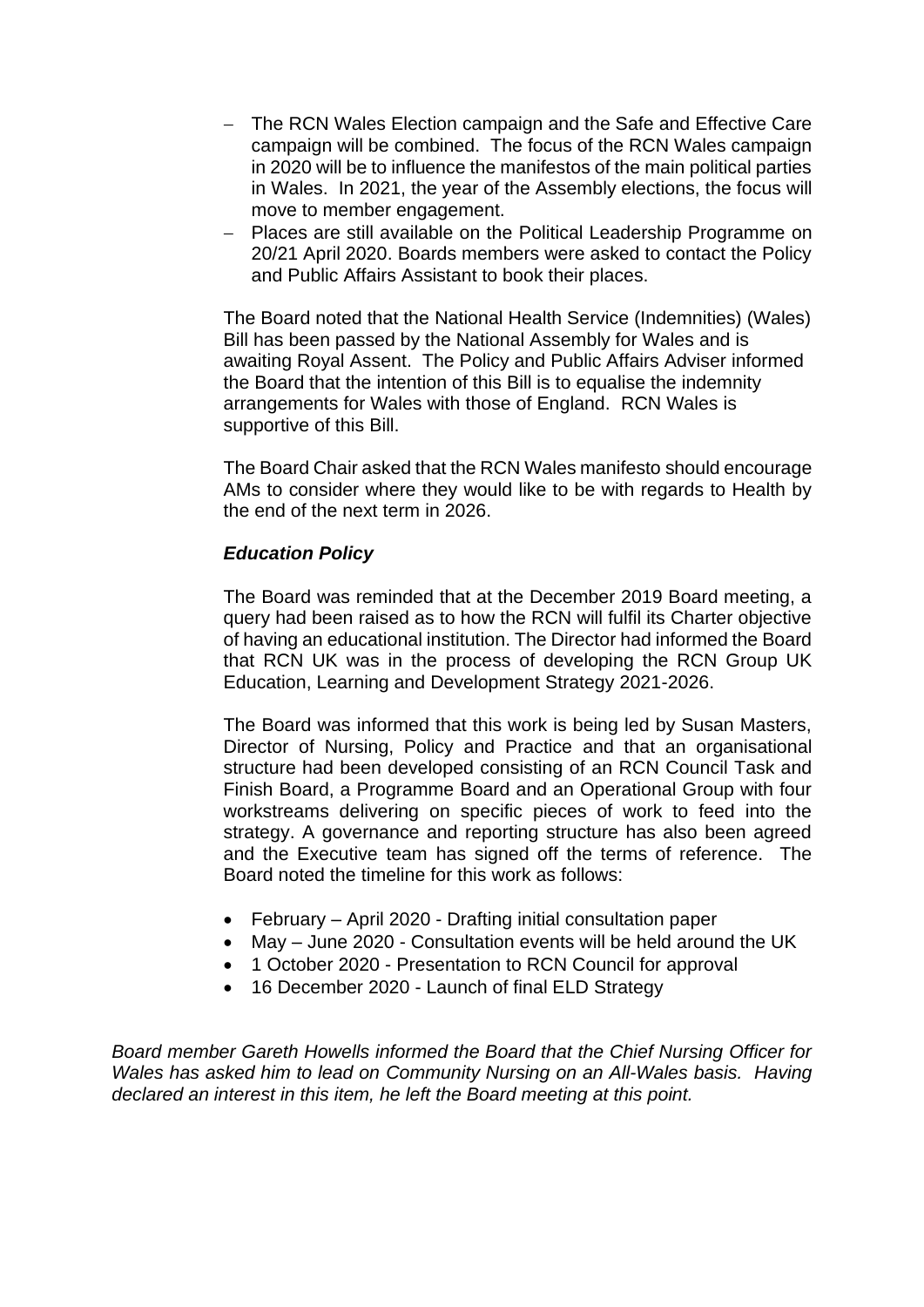- The RCN Wales Election campaign and the Safe and Effective Care campaign will be combined. The focus of the RCN Wales campaign in 2020 will be to influence the manifestos of the main political parties in Wales. In 2021, the year of the Assembly elections, the focus will move to member engagement.
- Places are still available on the Political Leadership Programme on 20/21 April 2020. Boards members were asked to contact the Policy and Public Affairs Assistant to book their places.

The Board noted that the National Health Service (Indemnities) (Wales) Bill has been passed by the National Assembly for Wales and is awaiting Royal Assent. The Policy and Public Affairs Adviser informed the Board that the intention of this Bill is to equalise the indemnity arrangements for Wales with those of England. RCN Wales is supportive of this Bill.

The Board Chair asked that the RCN Wales manifesto should encourage AMs to consider where they would like to be with regards to Health by the end of the next term in 2026.

***Education Policy***

The Board was reminded that at the December 2019 Board meeting, a query had been raised as to how the RCN will fulfil its Charter objective of having an educational institution. The Director had informed the Board that RCN UK was in the process of developing the RCN Group UK Education, Learning and Development Strategy 2021-2026.

The Board was informed that this work is being led by Susan Masters, Director of Nursing, Policy and Practice and that an organisational structure had been developed consisting of an RCN Council Task and Finish Board, a Programme Board and an Operational Group with four workstreams delivering on specific pieces of work to feed into the strategy. A governance and reporting structure has also been agreed and the Executive team has signed off the terms of reference. The Board noted the timeline for this work as follows:

- February – April 2020 - Drafting initial consultation paper
- May – June 2020 - Consultation events will be held around the UK
- 1 October 2020 - Presentation to RCN Council for approval
- 16 December 2020 - Launch of final ELD Strategy

*Board member Gareth Howells informed the Board that the Chief Nursing Officer for Wales has asked him to lead on Community Nursing on an All-Wales basis. Having declared an interest in this item, he left the Board meeting at this point.*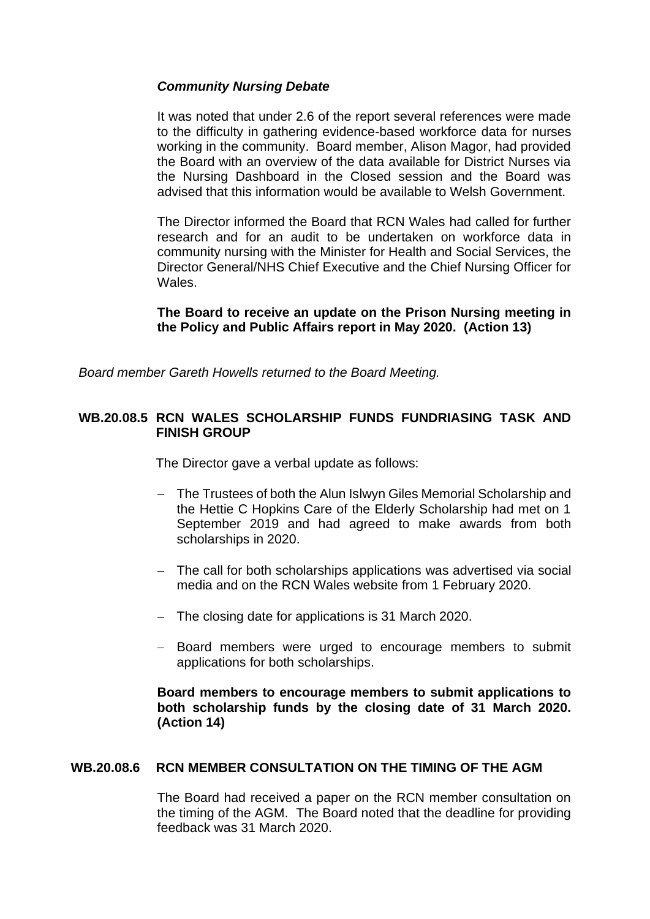***Community Nursing Debate***

It was noted that under 2.6 of the report several references were made to the difficulty in gathering evidence-based workforce data for nurses working in the community. Board member, Alison Magor, had provided the Board with an overview of the data available for District Nurses via the Nursing Dashboard in the Closed session and the Board was advised that this information would be available to Welsh Government.

The Director informed the Board that RCN Wales had called for further research and for an audit to be undertaken on workforce data in community nursing with the Minister for Health and Social Services, the Director General/NHS Chief Executive and the Chief Nursing Officer for Wales.

**The Board to receive an update on the Prison Nursing meeting in the Policy and Public Affairs report in May 2020. (Action 13)**

*Board member Gareth Howells returned to the Board Meeting.*

## WB.20.08.5 RCN WALES SCHOLARSHIP FUNDS FUNDRIASING TASK AND FINISH GROUP

The Director gave a verbal update as follows:

- The Trustees of both the Alun Islwyn Giles Memorial Scholarship and the Hettie C Hopkins Care of the Elderly Scholarship had met on 1 September 2019 and had agreed to make awards from both scholarships in 2020.
- The call for both scholarships applications was advertised via social media and on the RCN Wales website from 1 February 2020.
- The closing date for applications is 31 March 2020.
- Board members were urged to encourage members to submit applications for both scholarships.

**Board members to encourage members to submit applications to both scholarship funds by the closing date of 31 March 2020. (Action 14)**

## WB.20.08.6 RCN MEMBER CONSULTATION ON THE TIMING OF THE AGM

The Board had received a paper on the RCN member consultation on the timing of the AGM. The Board noted that the deadline for providing feedback was 31 March 2020.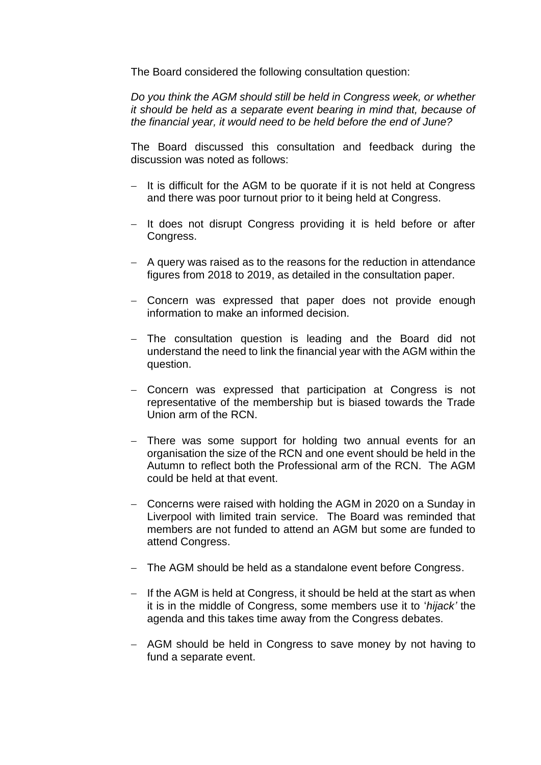The Board considered the following consultation question:

*Do you think the AGM should still be held in Congress week, or whether it should be held as a separate event bearing in mind that, because of the financial year, it would need to be held before the end of June?*

The Board discussed this consultation and feedback during the discussion was noted as follows:

- It is difficult for the AGM to be quorate if it is not held at Congress and there was poor turnout prior to it being held at Congress.
- It does not disrupt Congress providing it is held before or after Congress.
- A query was raised as to the reasons for the reduction in attendance figures from 2018 to 2019, as detailed in the consultation paper.
- Concern was expressed that paper does not provide enough information to make an informed decision.
- The consultation question is leading and the Board did not understand the need to link the financial year with the AGM within the question.
- Concern was expressed that participation at Congress is not representative of the membership but is biased towards the Trade Union arm of the RCN.
- There was some support for holding two annual events for an organisation the size of the RCN and one event should be held in the Autumn to reflect both the Professional arm of the RCN. The AGM could be held at that event.
- Concerns were raised with holding the AGM in 2020 on a Sunday in Liverpool with limited train service. The Board was reminded that members are not funded to attend an AGM but some are funded to attend Congress.
- The AGM should be held as a standalone event before Congress.
- If the AGM is held at Congress, it should be held at the start as when it is in the middle of Congress, some members use it to '*hijack'* the agenda and this takes time away from the Congress debates.
- AGM should be held in Congress to save money by not having to fund a separate event.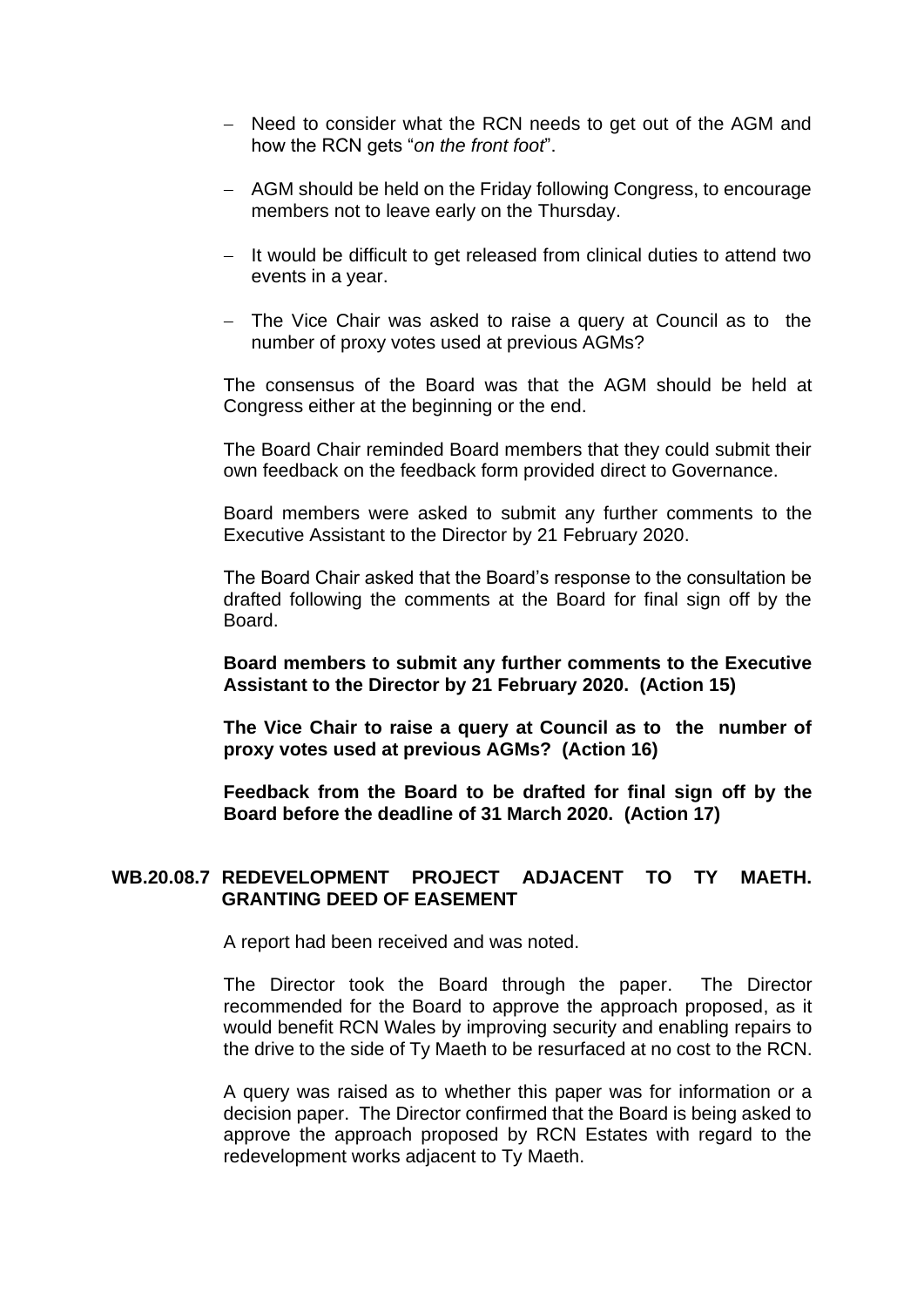- Need to consider what the RCN needs to get out of the AGM and how the RCN gets "*on the front foot*".
- AGM should be held on the Friday following Congress, to encourage members not to leave early on the Thursday.
- It would be difficult to get released from clinical duties to attend two events in a year.
- The Vice Chair was asked to raise a query at Council as to the number of proxy votes used at previous AGMs?

The consensus of the Board was that the AGM should be held at Congress either at the beginning or the end.

The Board Chair reminded Board members that they could submit their own feedback on the feedback form provided direct to Governance.

Board members were asked to submit any further comments to the Executive Assistant to the Director by 21 February 2020.

The Board Chair asked that the Board's response to the consultation be drafted following the comments at the Board for final sign off by the Board.

**Board members to submit any further comments to the Executive Assistant to the Director by 21 February 2020. (Action 15)**

**The Vice Chair to raise a query at Council as to the number of proxy votes used at previous AGMs? (Action 16)**

**Feedback from the Board to be drafted for final sign off by the Board before the deadline of 31 March 2020. (Action 17)**

## WB.20.08.7 REDEVELOPMENT PROJECT ADJACENT TO TY MAETH. GRANTING DEED OF EASEMENT

A report had been received and was noted.

The Director took the Board through the paper. The Director recommended for the Board to approve the approach proposed, as it would benefit RCN Wales by improving security and enabling repairs to the drive to the side of Ty Maeth to be resurfaced at no cost to the RCN.

A query was raised as to whether this paper was for information or a decision paper. The Director confirmed that the Board is being asked to approve the approach proposed by RCN Estates with regard to the redevelopment works adjacent to Ty Maeth.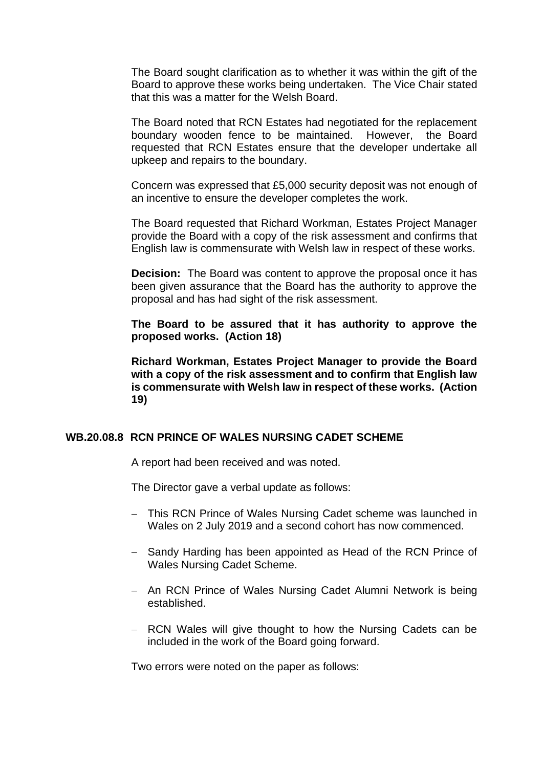The Board sought clarification as to whether it was within the gift of the Board to approve these works being undertaken. The Vice Chair stated that this was a matter for the Welsh Board.

The Board noted that RCN Estates had negotiated for the replacement boundary wooden fence to be maintained. However, the Board requested that RCN Estates ensure that the developer undertake all upkeep and repairs to the boundary.

Concern was expressed that £5,000 security deposit was not enough of an incentive to ensure the developer completes the work.

The Board requested that Richard Workman, Estates Project Manager provide the Board with a copy of the risk assessment and confirms that English law is commensurate with Welsh law in respect of these works.

**Decision:** The Board was content to approve the proposal once it has been given assurance that the Board has the authority to approve the proposal and has had sight of the risk assessment.

**The Board to be assured that it has authority to approve the proposed works. (Action 18)**

**Richard Workman, Estates Project Manager to provide the Board with a copy of the risk assessment and to confirm that English law is commensurate with Welsh law in respect of these works. (Action 19)**

## WB.20.08.8 RCN PRINCE OF WALES NURSING CADET SCHEME

A report had been received and was noted.

The Director gave a verbal update as follows:

- This RCN Prince of Wales Nursing Cadet scheme was launched in Wales on 2 July 2019 and a second cohort has now commenced.
- Sandy Harding has been appointed as Head of the RCN Prince of Wales Nursing Cadet Scheme.
- An RCN Prince of Wales Nursing Cadet Alumni Network is being established.
- RCN Wales will give thought to how the Nursing Cadets can be included in the work of the Board going forward.

Two errors were noted on the paper as follows: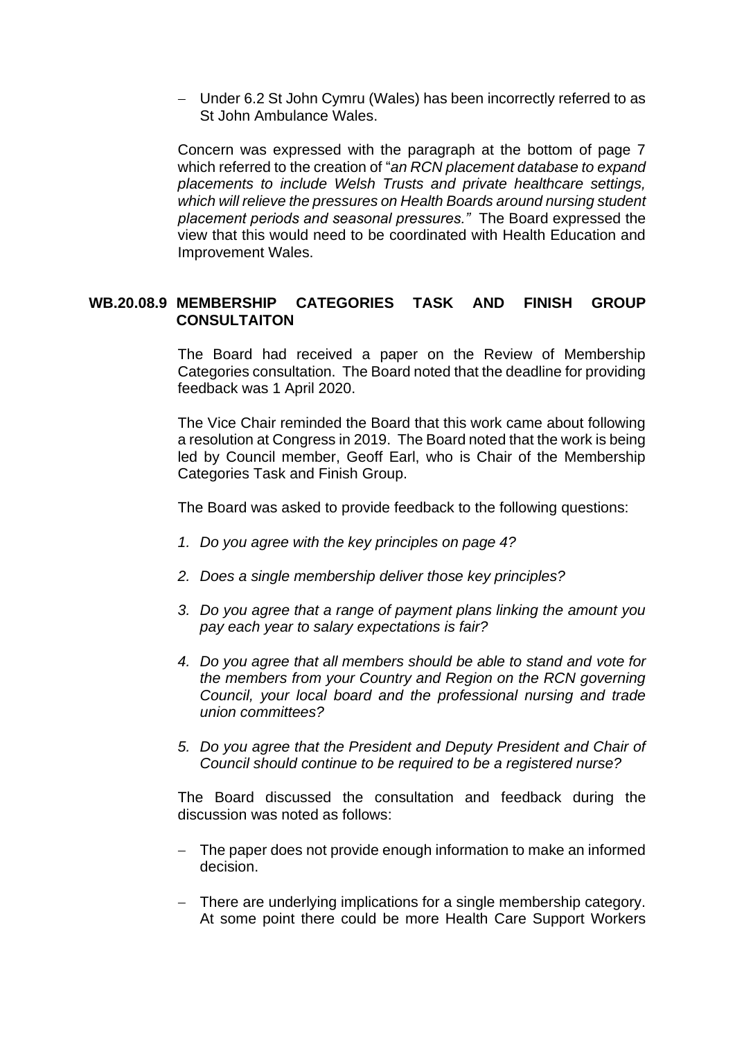- Under 6.2 St John Cymru (Wales) has been incorrectly referred to as St John Ambulance Wales.

Concern was expressed with the paragraph at the bottom of page 7 which referred to the creation of "*an RCN placement database to expand placements to include Welsh Trusts and private healthcare settings, which will relieve the pressures on Health Boards around nursing student placement periods and seasonal pressures.*" The Board expressed the view that this would need to be coordinated with Health Education and Improvement Wales.

**WB.20.08.9 MEMBERSHIP CATEGORIES TASK AND FINISH GROUP CONSULTAITON**

The Board had received a paper on the Review of Membership Categories consultation. The Board noted that the deadline for providing feedback was 1 April 2020.

The Vice Chair reminded the Board that this work came about following a resolution at Congress in 2019. The Board noted that the work is being led by Council member, Geoff Earl, who is Chair of the Membership Categories Task and Finish Group.

The Board was asked to provide feedback to the following questions:

1. *Do you agree with the key principles on page 4?*

2. *Does a single membership deliver those key principles?*

3. *Do you agree that a range of payment plans linking the amount you pay each year to salary expectations is fair?*

4. *Do you agree that all members should be able to stand and vote for the members from your Country and Region on the RCN governing Council, your local board and the professional nursing and trade union committees?*

5. *Do you agree that the President and Deputy President and Chair of Council should continue to be required to be a registered nurse?*

The Board discussed the consultation and feedback during the discussion was noted as follows:

- The paper does not provide enough information to make an informed decision.

- There are underlying implications for a single membership category. At some point there could be more Health Care Support Workers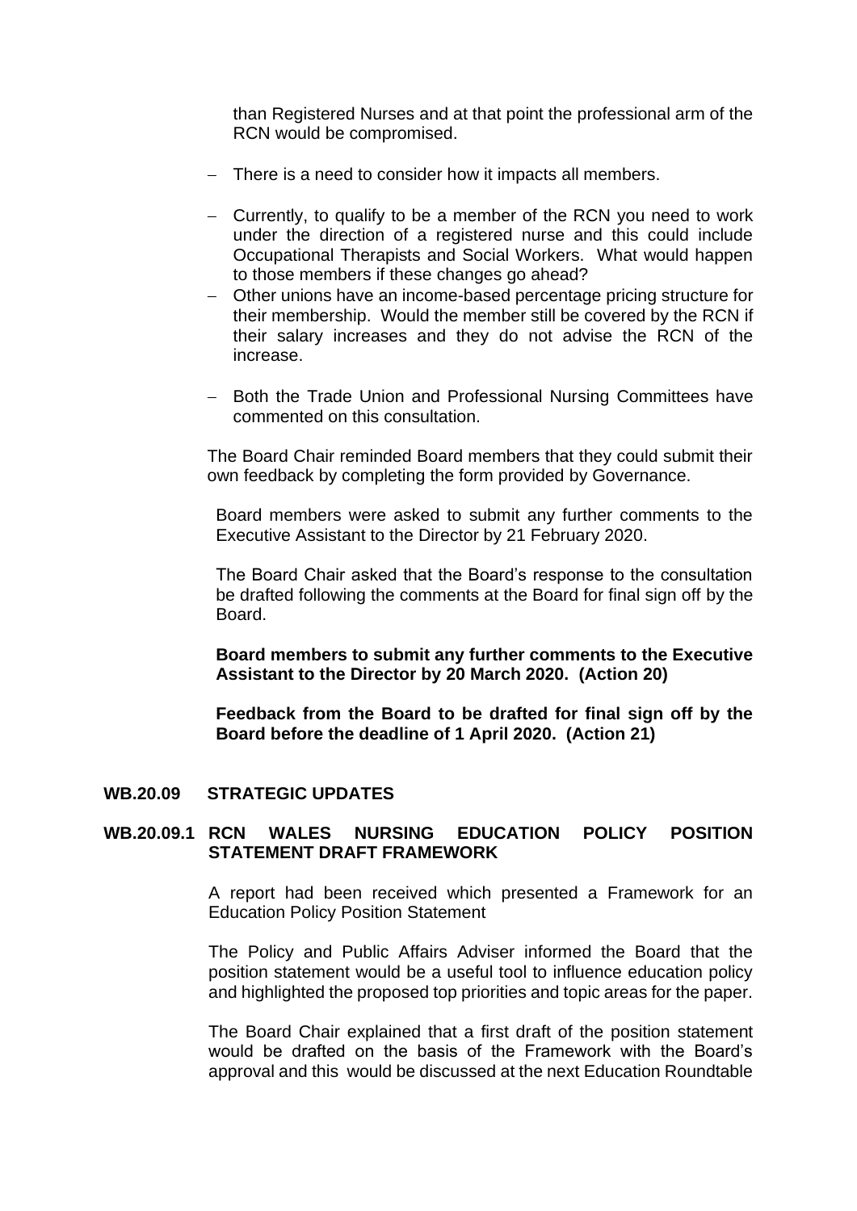than Registered Nurses and at that point the professional arm of the RCN would be compromised.

- There is a need to consider how it impacts all members.
- Currently, to qualify to be a member of the RCN you need to work under the direction of a registered nurse and this could include Occupational Therapists and Social Workers. What would happen to those members if these changes go ahead?
- Other unions have an income-based percentage pricing structure for their membership. Would the member still be covered by the RCN if their salary increases and they do not advise the RCN of the increase.
- Both the Trade Union and Professional Nursing Committees have commented on this consultation.

The Board Chair reminded Board members that they could submit their own feedback by completing the form provided by Governance.

Board members were asked to submit any further comments to the Executive Assistant to the Director by 21 February 2020.

The Board Chair asked that the Board's response to the consultation be drafted following the comments at the Board for final sign off by the Board.

**Board members to submit any further comments to the Executive Assistant to the Director by 20 March 2020. (Action 20)**

**Feedback from the Board to be drafted for final sign off by the Board before the deadline of 1 April 2020. (Action 21)**

## WB.20.09 STRATEGIC UPDATES

### WB.20.09.1 RCN WALES NURSING EDUCATION POLICY POSITION STATEMENT DRAFT FRAMEWORK

A report had been received which presented a Framework for an Education Policy Position Statement

The Policy and Public Affairs Adviser informed the Board that the position statement would be a useful tool to influence education policy and highlighted the proposed top priorities and topic areas for the paper.

The Board Chair explained that a first draft of the position statement would be drafted on the basis of the Framework with the Board's approval and this would be discussed at the next Education Roundtable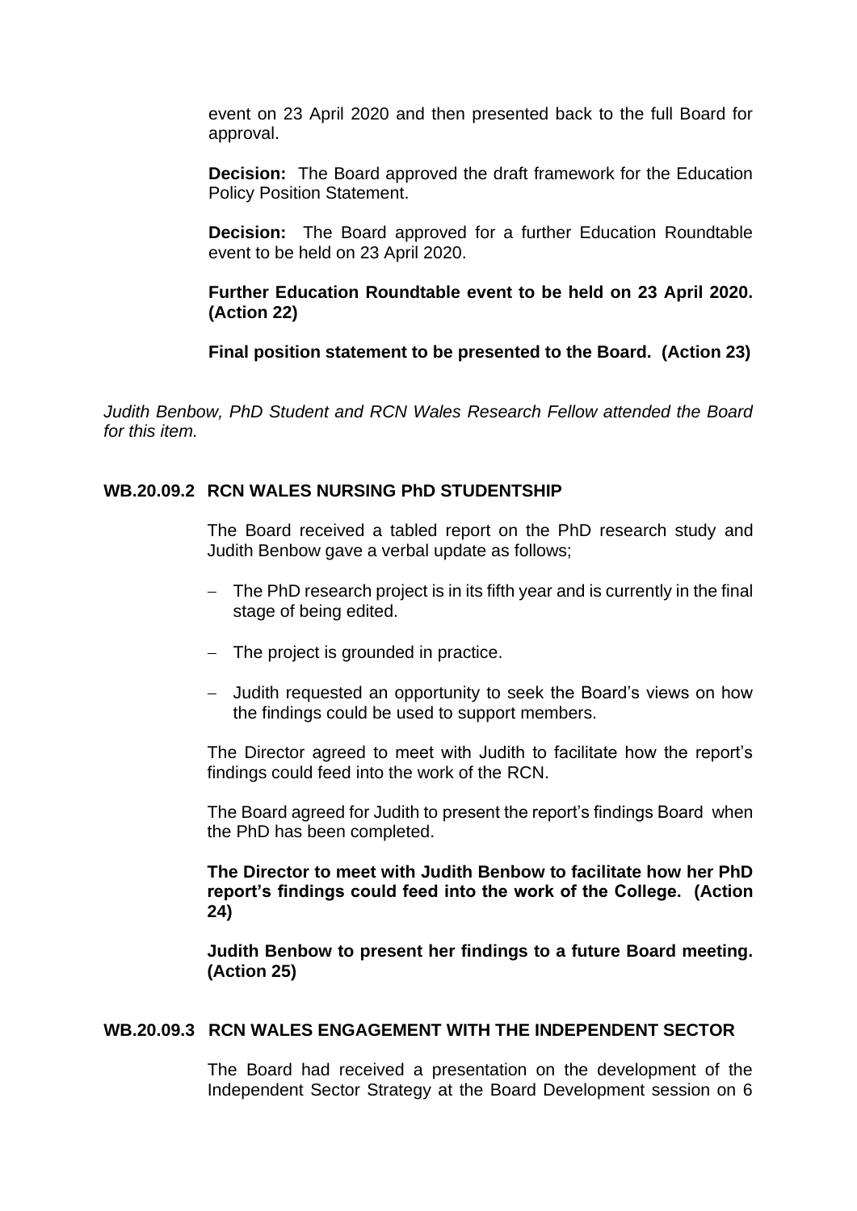event on 23 April 2020 and then presented back to the full Board for approval.

**Decision:** The Board approved the draft framework for the Education Policy Position Statement.

**Decision:** The Board approved for a further Education Roundtable event to be held on 23 April 2020.

**Further Education Roundtable event to be held on 23 April 2020. (Action 22)**

**Final position statement to be presented to the Board. (Action 23)**

*Judith Benbow, PhD Student and RCN Wales Research Fellow attended the Board for this item.*

## WB.20.09.2 RCN WALES NURSING PhD STUDENTSHIP

The Board received a tabled report on the PhD research study and Judith Benbow gave a verbal update as follows;

- The PhD research project is in its fifth year and is currently in the final stage of being edited.
- The project is grounded in practice.
- Judith requested an opportunity to seek the Board's views on how the findings could be used to support members.

The Director agreed to meet with Judith to facilitate how the report's findings could feed into the work of the RCN.

The Board agreed for Judith to present the report's findings Board when the PhD has been completed.

**The Director to meet with Judith Benbow to facilitate how her PhD report's findings could feed into the work of the College. (Action 24)**

**Judith Benbow to present her findings to a future Board meeting. (Action 25)**

## WB.20.09.3 RCN WALES ENGAGEMENT WITH THE INDEPENDENT SECTOR

The Board had received a presentation on the development of the Independent Sector Strategy at the Board Development session on 6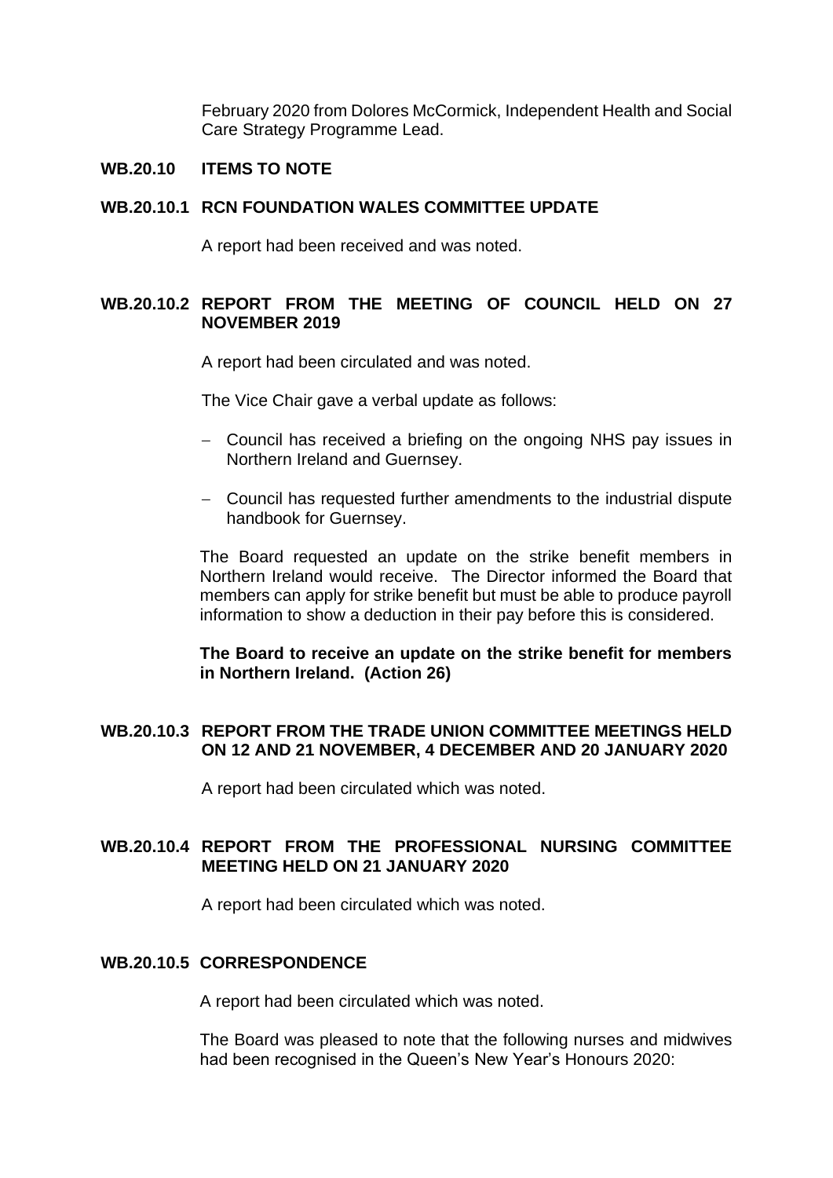February 2020 from Dolores McCormick, Independent Health and Social Care Strategy Programme Lead.

**WB.20.10 ITEMS TO NOTE**

**WB.20.10.1 RCN FOUNDATION WALES COMMITTEE UPDATE**

A report had been received and was noted.

**WB.20.10.2 REPORT FROM THE MEETING OF COUNCIL HELD ON 27 NOVEMBER 2019**

A report had been circulated and was noted.

The Vice Chair gave a verbal update as follows:

- Council has received a briefing on the ongoing NHS pay issues in Northern Ireland and Guernsey.
- Council has requested further amendments to the industrial dispute handbook for Guernsey.

The Board requested an update on the strike benefit members in Northern Ireland would receive. The Director informed the Board that members can apply for strike benefit but must be able to produce payroll information to show a deduction in their pay before this is considered.

**The Board to receive an update on the strike benefit for members in Northern Ireland. (Action 26)**

**WB.20.10.3 REPORT FROM THE TRADE UNION COMMITTEE MEETINGS HELD ON 12 AND 21 NOVEMBER, 4 DECEMBER AND 20 JANUARY 2020**

A report had been circulated which was noted.

**WB.20.10.4 REPORT FROM THE PROFESSIONAL NURSING COMMITTEE MEETING HELD ON 21 JANUARY 2020**

A report had been circulated which was noted.

**WB.20.10.5 CORRESPONDENCE**

A report had been circulated which was noted.

The Board was pleased to note that the following nurses and midwives had been recognised in the Queen's New Year's Honours 2020: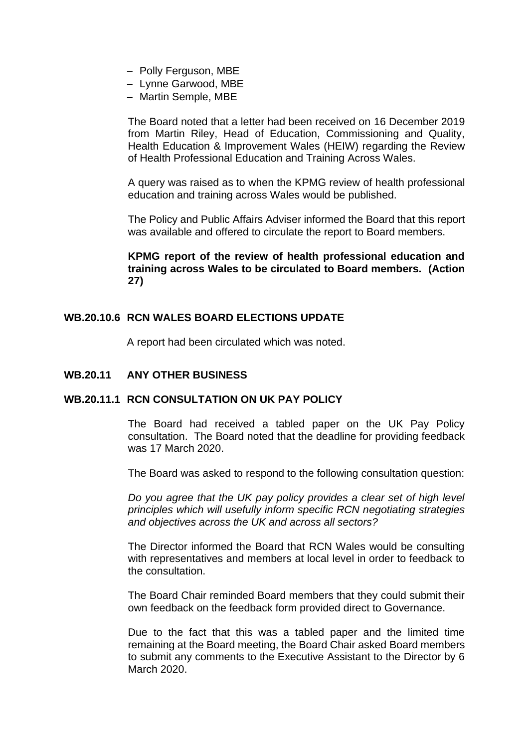- Polly Ferguson, MBE
- Lynne Garwood, MBE
- Martin Semple, MBE

The Board noted that a letter had been received on 16 December 2019 from Martin Riley, Head of Education, Commissioning and Quality, Health Education & Improvement Wales (HEIW) regarding the Review of Health Professional Education and Training Across Wales.

A query was raised as to when the KPMG review of health professional education and training across Wales would be published.

The Policy and Public Affairs Adviser informed the Board that this report was available and offered to circulate the report to Board members.

**KPMG report of the review of health professional education and training across Wales to be circulated to Board members. (Action 27)**

## WB.20.10.6 RCN WALES BOARD ELECTIONS UPDATE

A report had been circulated which was noted.

## WB.20.11 ANY OTHER BUSINESS

### WB.20.11.1 RCN CONSULTATION ON UK PAY POLICY

The Board had received a tabled paper on the UK Pay Policy consultation. The Board noted that the deadline for providing feedback was 17 March 2020.

The Board was asked to respond to the following consultation question:

*Do you agree that the UK pay policy provides a clear set of high level principles which will usefully inform specific RCN negotiating strategies and objectives across the UK and across all sectors?*

The Director informed the Board that RCN Wales would be consulting with representatives and members at local level in order to feedback to the consultation.

The Board Chair reminded Board members that they could submit their own feedback on the feedback form provided direct to Governance.

Due to the fact that this was a tabled paper and the limited time remaining at the Board meeting, the Board Chair asked Board members to submit any comments to the Executive Assistant to the Director by 6 March 2020.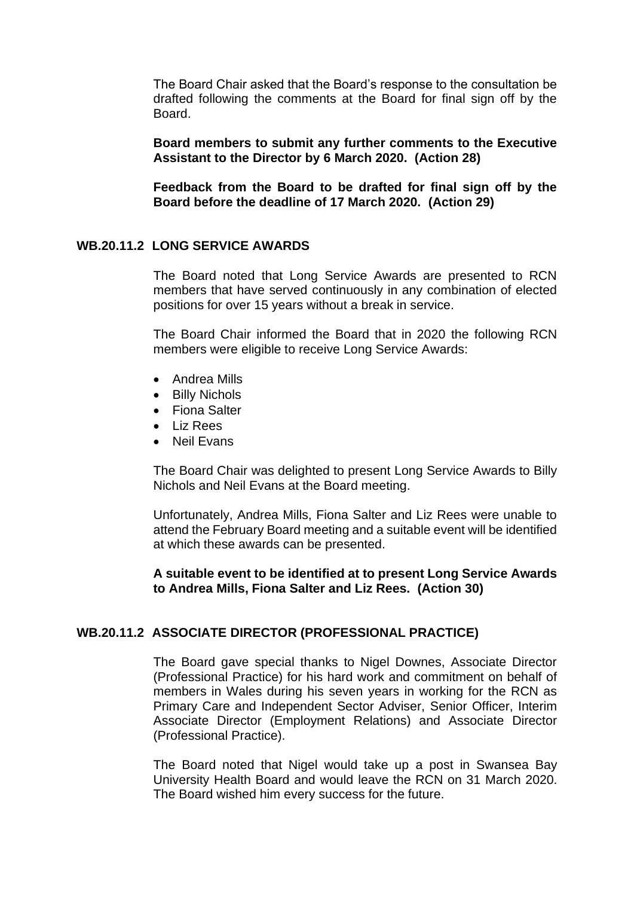The Board Chair asked that the Board's response to the consultation be drafted following the comments at the Board for final sign off by the Board.

**Board members to submit any further comments to the Executive Assistant to the Director by 6 March 2020. (Action 28)**

**Feedback from the Board to be drafted for final sign off by the Board before the deadline of 17 March 2020. (Action 29)**

## WB.20.11.2 LONG SERVICE AWARDS

The Board noted that Long Service Awards are presented to RCN members that have served continuously in any combination of elected positions for over 15 years without a break in service.

The Board Chair informed the Board that in 2020 the following RCN members were eligible to receive Long Service Awards:

- Andrea Mills
- Billy Nichols
- Fiona Salter
- Liz Rees
- Neil Evans

The Board Chair was delighted to present Long Service Awards to Billy Nichols and Neil Evans at the Board meeting.

Unfortunately, Andrea Mills, Fiona Salter and Liz Rees were unable to attend the February Board meeting and a suitable event will be identified at which these awards can be presented.

**A suitable event to be identified at to present Long Service Awards to Andrea Mills, Fiona Salter and Liz Rees. (Action 30)**

## WB.20.11.2 ASSOCIATE DIRECTOR (PROFESSIONAL PRACTICE)

The Board gave special thanks to Nigel Downes, Associate Director (Professional Practice) for his hard work and commitment on behalf of members in Wales during his seven years in working for the RCN as Primary Care and Independent Sector Adviser, Senior Officer, Interim Associate Director (Employment Relations) and Associate Director (Professional Practice).

The Board noted that Nigel would take up a post in Swansea Bay University Health Board and would leave the RCN on 31 March 2020. The Board wished him every success for the future.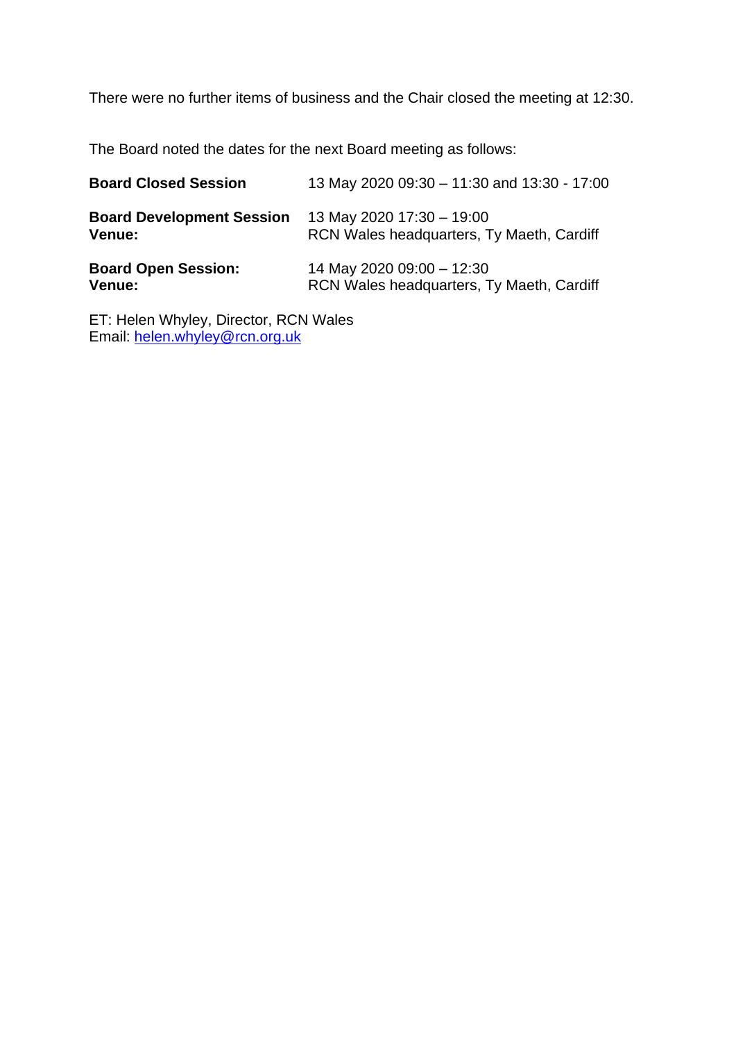There were no further items of business and the Chair closed the meeting at 12:30.

The Board noted the dates for the next Board meeting as follows:

| | |
|---|---|
| **Board Closed Session** | 13 May 2020 09:30 – 11:30 and 13:30 - 17:00 |
| **Board Development Session** | 13 May 2020 17:30 – 19:00 |
| **Venue:** | RCN Wales headquarters, Ty Maeth, Cardiff |
| **Board Open Session:** | 14 May 2020 09:00 – 12:30 |
| **Venue:** | RCN Wales headquarters, Ty Maeth, Cardiff |

ET: Helen Whyley, Director, RCN Wales
Email: helen.whyley@rcn.org.uk